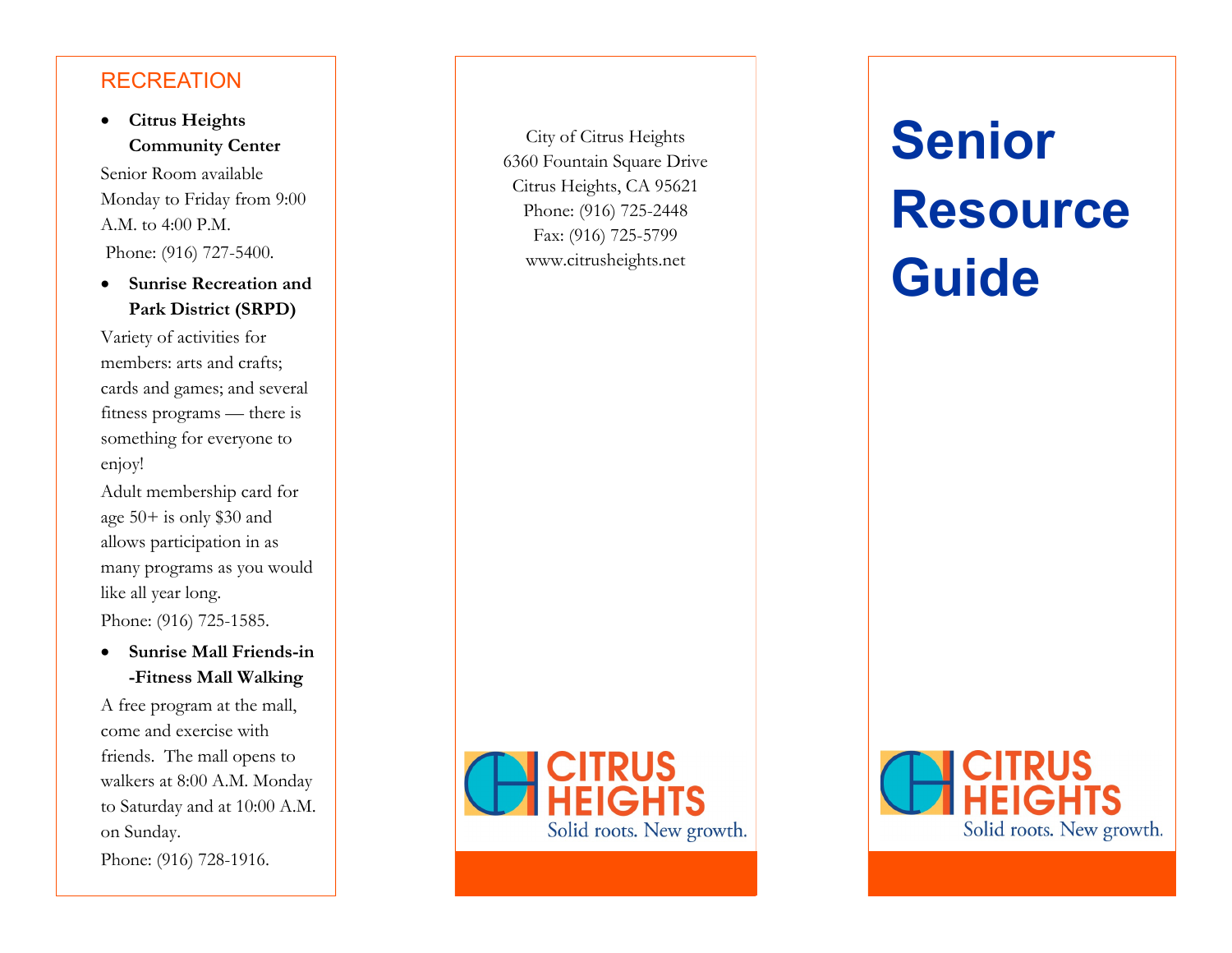## RECREATION

- **Citrus Heights Community Center**

Senior Room available Monday to Friday from 9:00 A.M. to 4:00 P.M.

Phone: (916) 727-5400.

- **Sunrise Recreation and Park District (SRPD)**

Variety of activities for members: arts and crafts; cards and games; and several fitness programs — there is something for everyone to enjoy!

Adult membership card for age 50+ is only $30 and allows participation in as many programs as you would like all year long.

Phone: (916) 725-1585.

- **Sunrise Mall Friends-in-Fitness Mall Walking**

A free program at the mall, come and exercise with friends. The mall opens to walkers at 8:00 A.M. Monday to Saturday and at 10:00 A.M. on Sunday.

Phone: (916) 728-1916.

City of Citrus Heights
6360 Fountain Square Drive
Citrus Heights, CA 95621
Phone: (916) 725-2448
Fax: (916) 725-5799
www.citrusheights.net

CITRUS HEIGHTS
Solid roots. New growth.

# Senior Resource Guide

CITRUS HEIGHTS
Solid roots. New growth.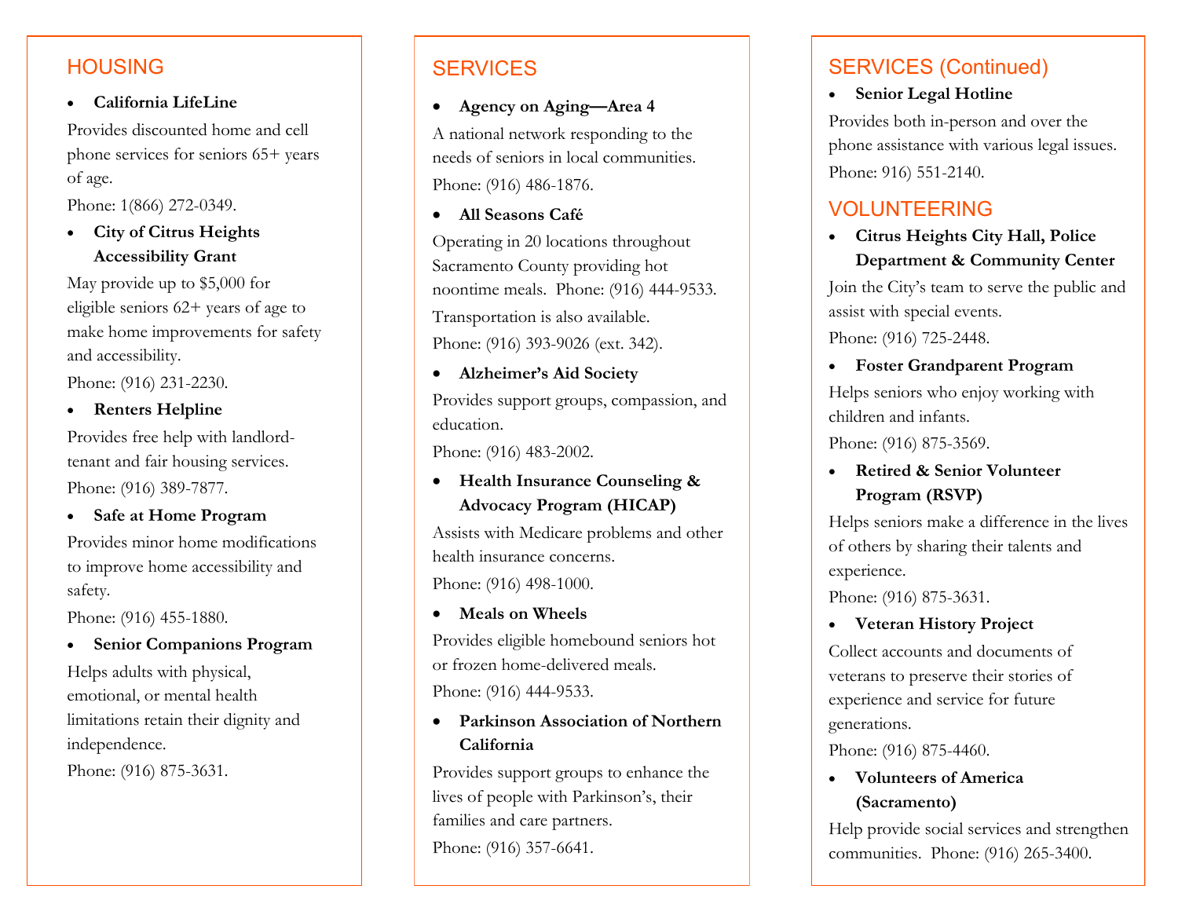## HOUSING

- **California LifeLine**

Provides discounted home and cell phone services for seniors 65+ years of age.

Phone: 1(866) 272-0349.

- **City of Citrus Heights Accessibility Grant**

May provide up to $5,000 for eligible seniors 62+ years of age to make home improvements for safety and accessibility.

Phone: (916) 231-2230.

- **Renters Helpline**

Provides free help with landlord-tenant and fair housing services.

Phone: (916) 389-7877.

- **Safe at Home Program**

Provides minor home modifications to improve home accessibility and safety.

Phone: (916) 455-1880.

- **Senior Companions Program**

Helps adults with physical, emotional, or mental health limitations retain their dignity and independence.

Phone: (916) 875-3631.

## SERVICES

- **Agency on Aging—Area 4**

A national network responding to the needs of seniors in local communities.

Phone: (916) 486-1876.

- **All Seasons Café**

Operating in 20 locations throughout Sacramento County providing hot noontime meals. Phone: (916) 444-9533.

Transportation is also available.

Phone: (916) 393-9026 (ext. 342).

- **Alzheimer's Aid Society**

Provides support groups, compassion, and education.

Phone: (916) 483-2002.

- **Health Insurance Counseling & Advocacy Program (HICAP)**

Assists with Medicare problems and other health insurance concerns.

Phone: (916) 498-1000.

- **Meals on Wheels**

Provides eligible homebound seniors hot or frozen home-delivered meals.

Phone: (916) 444-9533.

- **Parkinson Association of Northern California**

Provides support groups to enhance the lives of people with Parkinson's, their families and care partners.

Phone: (916) 357-6641.

## SERVICES (Continued)

- **Senior Legal Hotline**

Provides both in-person and over the phone assistance with various legal issues.

Phone: 916) 551-2140.

## VOLUNTEERING

- **Citrus Heights City Hall, Police Department & Community Center**

Join the City's team to serve the public and assist with special events.

Phone: (916) 725-2448.

- **Foster Grandparent Program**

Helps seniors who enjoy working with children and infants.

Phone: (916) 875-3569.

- **Retired & Senior Volunteer Program (RSVP)**

Helps seniors make a difference in the lives of others by sharing their talents and experience.

Phone: (916) 875-3631.

- **Veteran History Project**

Collect accounts and documents of veterans to preserve their stories of experience and service for future generations.

Phone: (916) 875-4460.

- **Volunteers of America (Sacramento)**

Help provide social services and strengthen communities. Phone: (916) 265-3400.